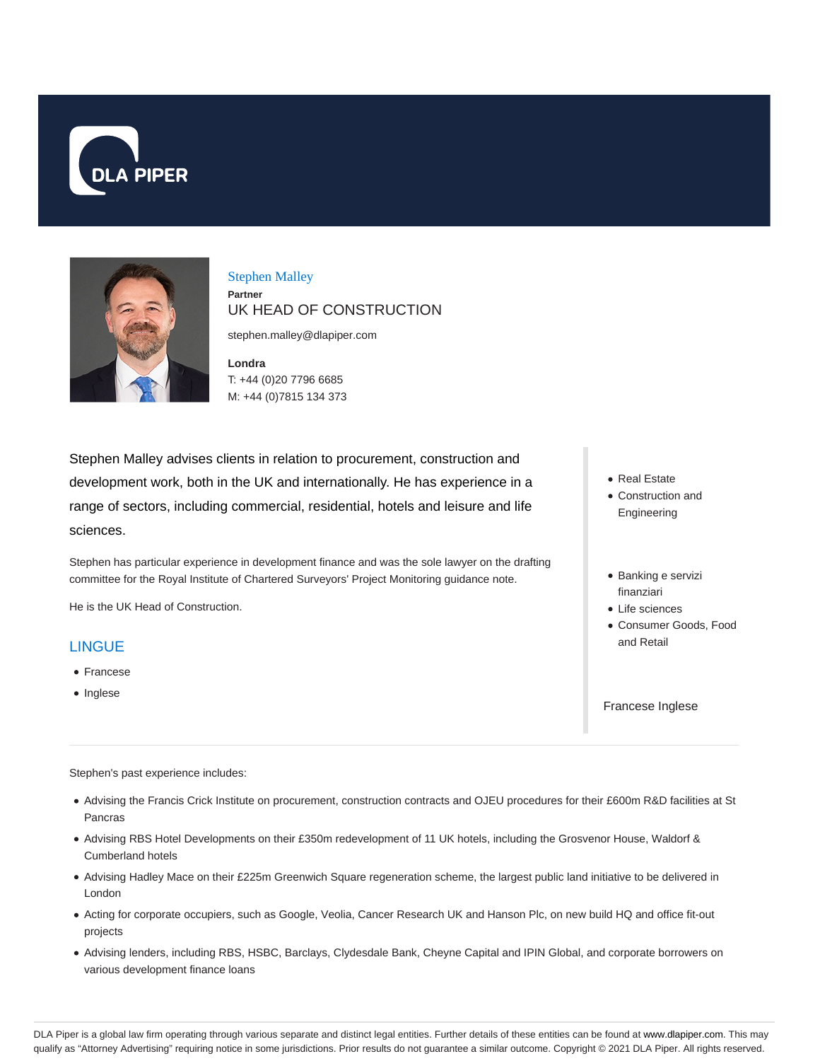DLA PIPER

## Stephen Malley

**Partner**

UK HEAD OF CONSTRUCTION

stephen.malley@dlapiper.com

**Londra**

T: +44 (0)20 7796 6685

M: +44 (0)7815 134 373

Stephen Malley advises clients in relation to procurement, construction and development work, both in the UK and internationally. He has experience in a range of sectors, including commercial, residential, hotels and leisure and life sciences.

Stephen has particular experience in development finance and was the sole lawyer on the drafting committee for the Royal Institute of Chartered Surveyors' Project Monitoring guidance note.

He is the UK Head of Construction.

- Real Estate
- Construction and Engineering

- Banking e servizi finanziari
- Life sciences
- Consumer Goods, Food and Retail

Francese Inglese

## LINGUE

- Francese
- Inglese

Stephen's past experience includes:

- Advising the Francis Crick Institute on procurement, construction contracts and OJEU procedures for their £600m R&D facilities at St Pancras
- Advising RBS Hotel Developments on their £350m redevelopment of 11 UK hotels, including the Grosvenor House, Waldorf & Cumberland hotels
- Advising Hadley Mace on their £225m Greenwich Square regeneration scheme, the largest public land initiative to be delivered in London
- Acting for corporate occupiers, such as Google, Veolia, Cancer Research UK and Hanson Plc, on new build HQ and office fit-out projects
- Advising lenders, including RBS, HSBC, Barclays, Clydesdale Bank, Cheyne Capital and IPIN Global, and corporate borrowers on various development finance loans

DLA Piper is a global law firm operating through various separate and distinct legal entities. Further details of these entities can be found at www.dlapiper.com. This may qualify as "Attorney Advertising" requiring notice in some jurisdictions. Prior results do not guarantee a similar outcome. Copyright © 2021 DLA Piper. All rights reserved.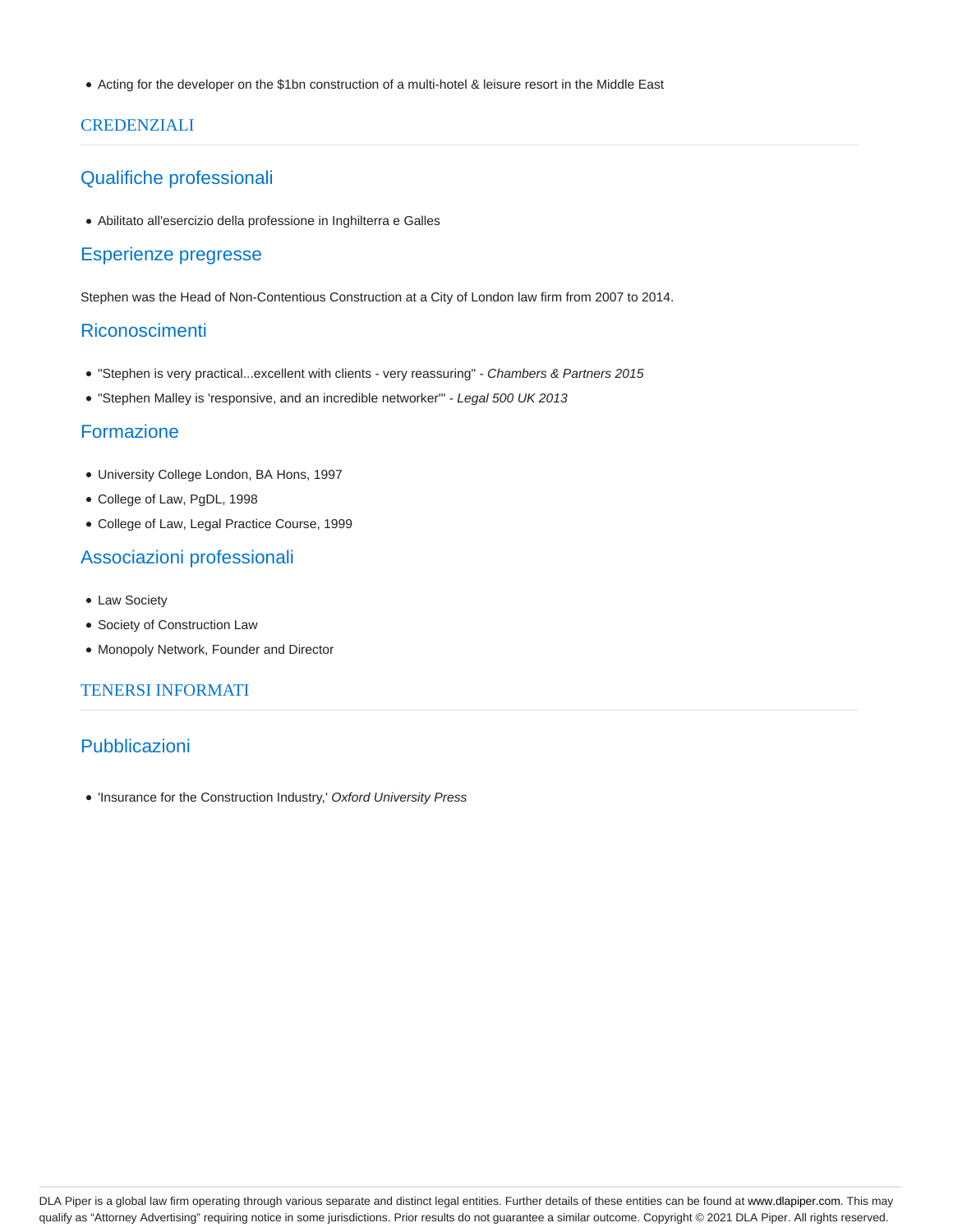- Acting for the developer on the $1bn construction of a multi-hotel & leisure resort in the Middle East

## CREDENZIALI

### Qualifiche professionali

- Abilitato all'esercizio della professione in Inghilterra e Galles

### Esperienze pregresse

Stephen was the Head of Non-Contentious Construction at a City of London law firm from 2007 to 2014.

### Riconoscimenti

- "Stephen is very practical...excellent with clients - very reassuring" - *Chambers & Partners 2015*
- "Stephen Malley is 'responsive, and an incredible networker'" - *Legal 500 UK 2013*

### Formazione

- University College London, BA Hons, 1997
- College of Law, PgDL, 1998
- College of Law, Legal Practice Course, 1999

### Associazioni professionali

- Law Society
- Society of Construction Law
- Monopoly Network, Founder and Director

## TENERSI INFORMATI

### Pubblicazioni

- 'Insurance for the Construction Industry,' *Oxford University Press*

DLA Piper is a global law firm operating through various separate and distinct legal entities. Further details of these entities can be found at www.dlapiper.com. This may qualify as "Attorney Advertising" requiring notice in some jurisdictions. Prior results do not guarantee a similar outcome. Copyright © 2021 DLA Piper. All rights reserved.